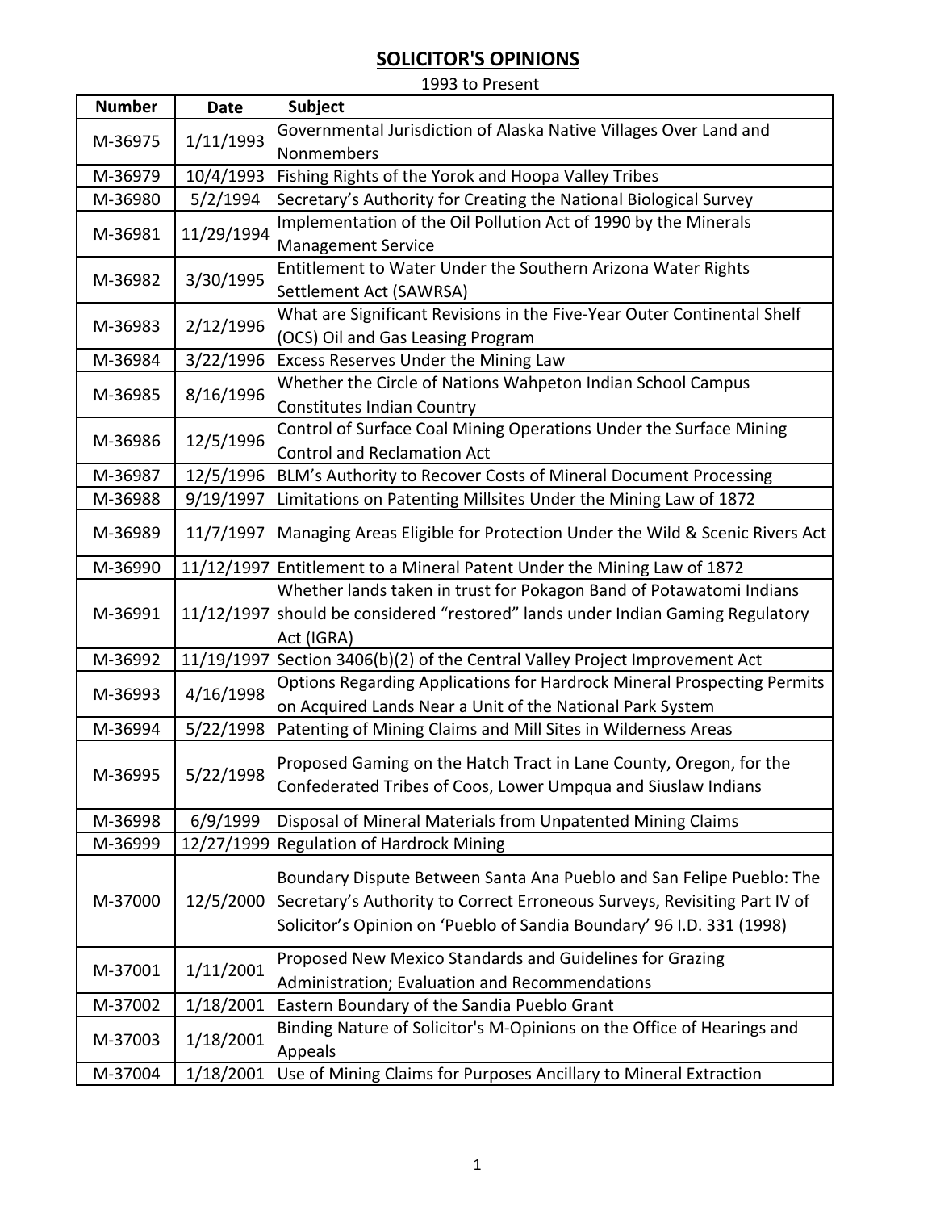# SOLICITOR'S OPINIONS

1993 to Present

| Number | Date | Subject |
|---|---|---|
| M-36975 | 1/11/1993 | Governmental Jurisdiction of Alaska Native Villages Over Land and Nonmembers |
| M-36979 | 10/4/1993 | Fishing Rights of the Yorok and Hoopa Valley Tribes |
| M-36980 | 5/2/1994 | Secretary's Authority for Creating the National Biological Survey |
| M-36981 | 11/29/1994 | Implementation of the Oil Pollution Act of 1990 by the Minerals Management Service |
| M-36982 | 3/30/1995 | Entitlement to Water Under the Southern Arizona Water Rights Settlement Act (SAWRSA) |
| M-36983 | 2/12/1996 | What are Significant Revisions in the Five-Year Outer Continental Shelf (OCS) Oil and Gas Leasing Program |
| M-36984 | 3/22/1996 | Excess Reserves Under the Mining Law |
| M-36985 | 8/16/1996 | Whether the Circle of Nations Wahpeton Indian School Campus Constitutes Indian Country |
| M-36986 | 12/5/1996 | Control of Surface Coal Mining Operations Under the Surface Mining Control and Reclamation Act |
| M-36987 | 12/5/1996 | BLM's Authority to Recover Costs of Mineral Document Processing |
| M-36988 | 9/19/1997 | Limitations on Patenting Millsites Under the Mining Law of 1872 |
| M-36989 | 11/7/1997 | Managing Areas Eligible for Protection Under the Wild & Scenic Rivers Act |
| M-36990 | 11/12/1997 | Entitlement to a Mineral Patent Under the Mining Law of 1872 |
| M-36991 | 11/12/1997 | Whether lands taken in trust for Pokagon Band of Potawatomi Indians should be considered "restored" lands under Indian Gaming Regulatory Act (IGRA) |
| M-36992 | 11/19/1997 | Section 3406(b)(2) of the Central Valley Project Improvement Act |
| M-36993 | 4/16/1998 | Options Regarding Applications for Hardrock Mineral Prospecting Permits on Acquired Lands Near a Unit of the National Park System |
| M-36994 | 5/22/1998 | Patenting of Mining Claims and Mill Sites in Wilderness Areas |
| M-36995 | 5/22/1998 | Proposed Gaming on the Hatch Tract in Lane County, Oregon, for the Confederated Tribes of Coos, Lower Umpqua and Siuslaw Indians |
| M-36998 | 6/9/1999 | Disposal of Mineral Materials from Unpatented Mining Claims |
| M-36999 | 12/27/1999 | Regulation of Hardrock Mining |
| M-37000 | 12/5/2000 | Boundary Dispute Between Santa Ana Pueblo and San Felipe Pueblo: The Secretary's Authority to Correct Erroneous Surveys, Revisiting Part IV of Solicitor's Opinion on 'Pueblo of Sandia Boundary' 96 I.D. 331 (1998) |
| M-37001 | 1/11/2001 | Proposed New Mexico Standards and Guidelines for Grazing Administration; Evaluation and Recommendations |
| M-37002 | 1/18/2001 | Eastern Boundary of the Sandia Pueblo Grant |
| M-37003 | 1/18/2001 | Binding Nature of Solicitor's M-Opinions on the Office of Hearings and Appeals |
| M-37004 | 1/18/2001 | Use of Mining Claims for Purposes Ancillary to Mineral Extraction |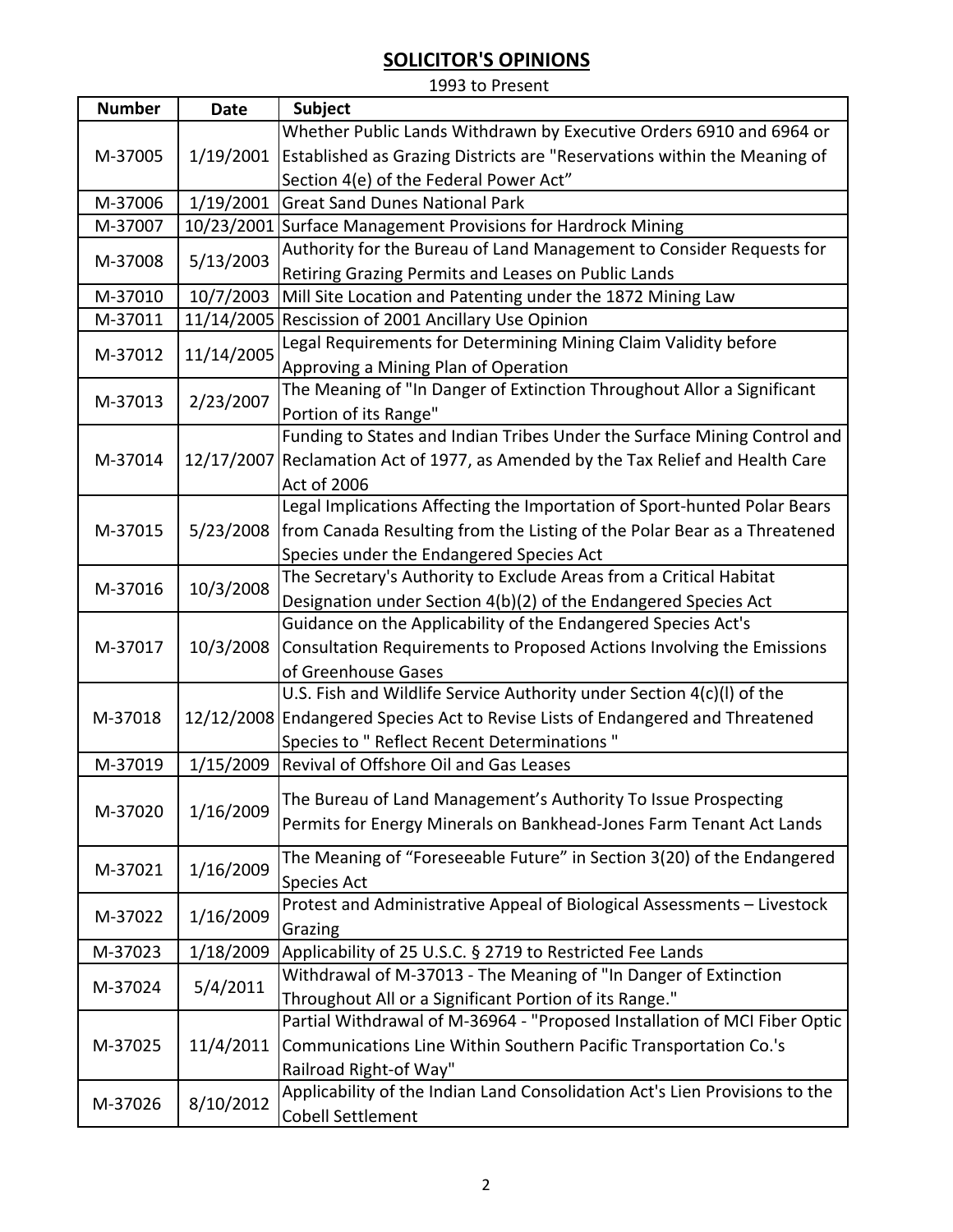## SOLICITOR'S OPINIONS

1993 to Present

| Number | Date | Subject |
|---|---|---|
| M-37005 | 1/19/2001 | Whether Public Lands Withdrawn by Executive Orders 6910 and 6964 or Established as Grazing Districts are "Reservations within the Meaning of Section 4(e) of the Federal Power Act" |
| M-37006 | 1/19/2001 | Great Sand Dunes National Park |
| M-37007 | 10/23/2001 | Surface Management Provisions for Hardrock Mining |
| M-37008 | 5/13/2003 | Authority for the Bureau of Land Management to Consider Requests for Retiring Grazing Permits and Leases on Public Lands |
| M-37010 | 10/7/2003 | Mill Site Location and Patenting under the 1872 Mining Law |
| M-37011 | 11/14/2005 | Rescission of 2001 Ancillary Use Opinion |
| M-37012 | 11/14/2005 | Legal Requirements for Determining Mining Claim Validity before Approving a Mining Plan of Operation |
| M-37013 | 2/23/2007 | The Meaning of "In Danger of Extinction Throughout Allor a Significant Portion of its Range" |
| M-37014 | 12/17/2007 | Funding to States and Indian Tribes Under the Surface Mining Control and Reclamation Act of 1977, as Amended by the Tax Relief and Health Care Act of 2006 |
| M-37015 | 5/23/2008 | Legal Implications Affecting the Importation of Sport-hunted Polar Bears from Canada Resulting from the Listing of the Polar Bear as a Threatened Species under the Endangered Species Act |
| M-37016 | 10/3/2008 | The Secretary's Authority to Exclude Areas from a Critical Habitat Designation under Section 4(b)(2) of the Endangered Species Act |
| M-37017 | 10/3/2008 | Guidance on the Applicability of the Endangered Species Act's Consultation Requirements to Proposed Actions Involving the Emissions of Greenhouse Gases |
| M-37018 | 12/12/2008 | U.S. Fish and Wildlife Service Authority under Section 4(c)(l) of the Endangered Species Act to Revise Lists of Endangered and Threatened Species to " Reflect Recent Determinations " |
| M-37019 | 1/15/2009 | Revival of Offshore Oil and Gas Leases |
| M-37020 | 1/16/2009 | The Bureau of Land Management's Authority To Issue Prospecting Permits for Energy Minerals on Bankhead-Jones Farm Tenant Act Lands |
| M-37021 | 1/16/2009 | The Meaning of "Foreseeable Future" in Section 3(20) of the Endangered Species Act |
| M-37022 | 1/16/2009 | Protest and Administrative Appeal of Biological Assessments – Livestock Grazing |
| M-37023 | 1/18/2009 | Applicability of 25 U.S.C. § 2719 to Restricted Fee Lands |
| M-37024 | 5/4/2011 | Withdrawal of M-37013 - The Meaning of "In Danger of Extinction Throughout All or a Significant Portion of its Range." |
| M-37025 | 11/4/2011 | Partial Withdrawal of M-36964 - "Proposed Installation of MCI Fiber Optic Communications Line Within Southern Pacific Transportation Co.'s Railroad Right-of Way" |
| M-37026 | 8/10/2012 | Applicability of the Indian Land Consolidation Act's Lien Provisions to the Cobell Settlement |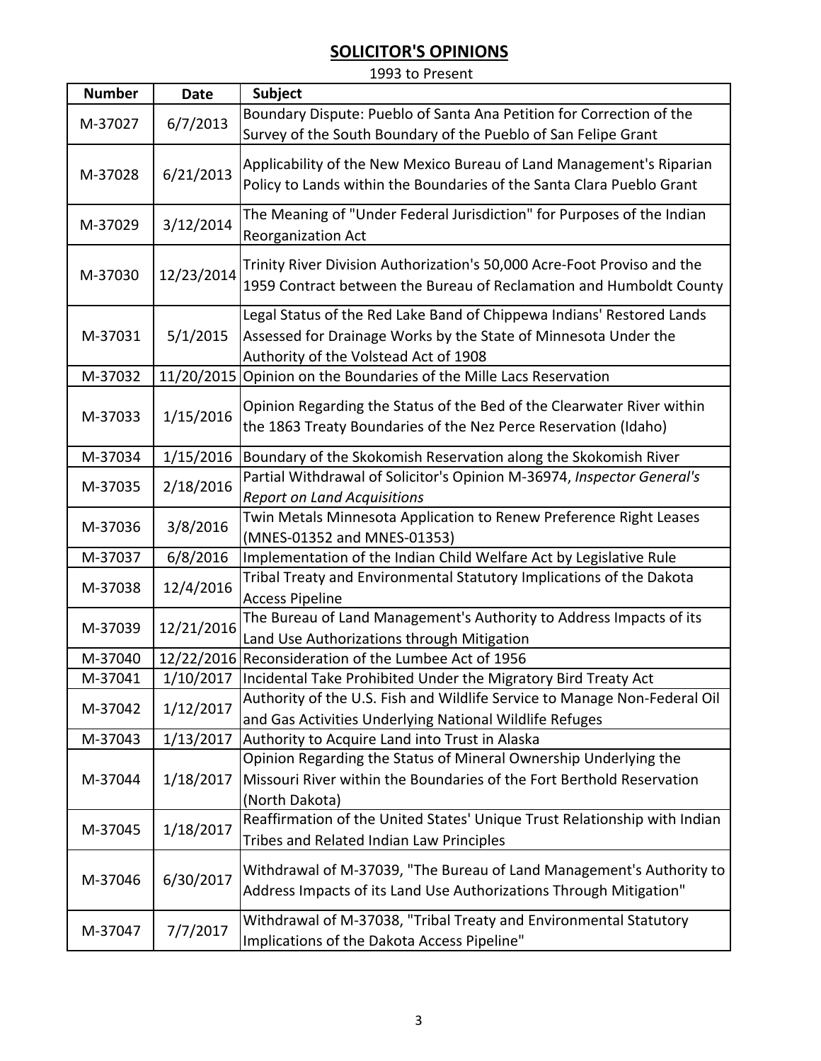## SOLICITOR'S OPINIONS

1993 to Present

| Number | Date | Subject |
|---|---|---|
| M-37027 | 6/7/2013 | Boundary Dispute: Pueblo of Santa Ana Petition for Correction of the Survey of the South Boundary of the Pueblo of San Felipe Grant |
| M-37028 | 6/21/2013 | Applicability of the New Mexico Bureau of Land Management's Riparian Policy to Lands within the Boundaries of the Santa Clara Pueblo Grant |
| M-37029 | 3/12/2014 | The Meaning of "Under Federal Jurisdiction" for Purposes of the Indian Reorganization Act |
| M-37030 | 12/23/2014 | Trinity River Division Authorization's 50,000 Acre-Foot Proviso and the 1959 Contract between the Bureau of Reclamation and Humboldt County |
| M-37031 | 5/1/2015 | Legal Status of the Red Lake Band of Chippewa Indians' Restored Lands Assessed for Drainage Works by the State of Minnesota Under the Authority of the Volstead Act of 1908 |
| M-37032 | 11/20/2015 | Opinion on the Boundaries of the Mille Lacs Reservation |
| M-37033 | 1/15/2016 | Opinion Regarding the Status of the Bed of the Clearwater River within the 1863 Treaty Boundaries of the Nez Perce Reservation (Idaho) |
| M-37034 | 1/15/2016 | Boundary of the Skokomish Reservation along the Skokomish River |
| M-37035 | 2/18/2016 | Partial Withdrawal of Solicitor's Opinion M-36974, *Inspector General's Report on Land Acquisitions* |
| M-37036 | 3/8/2016 | Twin Metals Minnesota Application to Renew Preference Right Leases (MNES-01352 and MNES-01353) |
| M-37037 | 6/8/2016 | Implementation of the Indian Child Welfare Act by Legislative Rule |
| M-37038 | 12/4/2016 | Tribal Treaty and Environmental Statutory Implications of the Dakota Access Pipeline |
| M-37039 | 12/21/2016 | The Bureau of Land Management's Authority to Address Impacts of its Land Use Authorizations through Mitigation |
| M-37040 | 12/22/2016 | Reconsideration of the Lumbee Act of 1956 |
| M-37041 | 1/10/2017 | Incidental Take Prohibited Under the Migratory Bird Treaty Act |
| M-37042 | 1/12/2017 | Authority of the U.S. Fish and Wildlife Service to Manage Non-Federal Oil and Gas Activities Underlying National Wildlife Refuges |
| M-37043 | 1/13/2017 | Authority to Acquire Land into Trust in Alaska |
| M-37044 | 1/18/2017 | Opinion Regarding the Status of Mineral Ownership Underlying the Missouri River within the Boundaries of the Fort Berthold Reservation (North Dakota) |
| M-37045 | 1/18/2017 | Reaffirmation of the United States' Unique Trust Relationship with Indian Tribes and Related Indian Law Principles |
| M-37046 | 6/30/2017 | Withdrawal of M-37039, "The Bureau of Land Management's Authority to Address Impacts of its Land Use Authorizations Through Mitigation" |
| M-37047 | 7/7/2017 | Withdrawal of M-37038, "Tribal Treaty and Environmental Statutory Implications of the Dakota Access Pipeline" |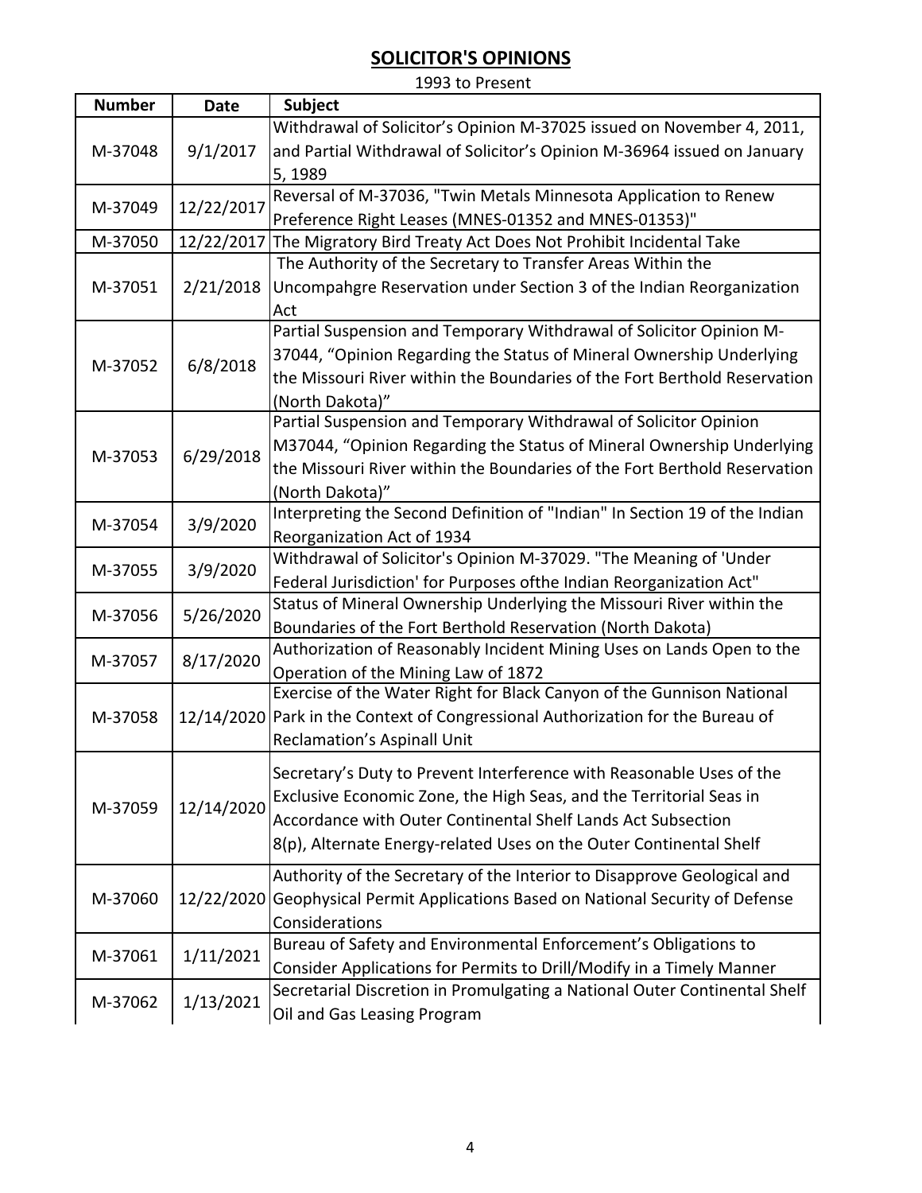## SOLICITOR'S OPINIONS

1993 to Present

| Number | Date | Subject |
|---|---|---|
| M-37048 | 9/1/2017 | Withdrawal of Solicitor's Opinion M-37025 issued on November 4, 2011, and Partial Withdrawal of Solicitor's Opinion M-36964 issued on January 5, 1989 |
| M-37049 | 12/22/2017 | Reversal of M-37036, "Twin Metals Minnesota Application to Renew Preference Right Leases (MNES-01352 and MNES-01353)" |
| M-37050 | 12/22/2017 | The Migratory Bird Treaty Act Does Not Prohibit Incidental Take |
| M-37051 | 2/21/2018 | The Authority of the Secretary to Transfer Areas Within the Uncompahgre Reservation under Section 3 of the Indian Reorganization Act |
| M-37052 | 6/8/2018 | Partial Suspension and Temporary Withdrawal of Solicitor Opinion M-37044, "Opinion Regarding the Status of Mineral Ownership Underlying the Missouri River within the Boundaries of the Fort Berthold Reservation (North Dakota)" |
| M-37053 | 6/29/2018 | Partial Suspension and Temporary Withdrawal of Solicitor Opinion M37044, "Opinion Regarding the Status of Mineral Ownership Underlying the Missouri River within the Boundaries of the Fort Berthold Reservation (North Dakota)" |
| M-37054 | 3/9/2020 | Interpreting the Second Definition of "Indian" In Section 19 of the Indian Reorganization Act of 1934 |
| M-37055 | 3/9/2020 | Withdrawal of Solicitor's Opinion M-37029. "The Meaning of 'Under Federal Jurisdiction' for Purposes ofthe Indian Reorganization Act" |
| M-37056 | 5/26/2020 | Status of Mineral Ownership Underlying the Missouri River within the Boundaries of the Fort Berthold Reservation (North Dakota) |
| M-37057 | 8/17/2020 | Authorization of Reasonably Incident Mining Uses on Lands Open to the Operation of the Mining Law of 1872 |
| M-37058 | 12/14/2020 | Exercise of the Water Right for Black Canyon of the Gunnison National Park in the Context of Congressional Authorization for the Bureau of Reclamation's Aspinall Unit |
| M-37059 | 12/14/2020 | Secretary's Duty to Prevent Interference with Reasonable Uses of the Exclusive Economic Zone, the High Seas, and the Territorial Seas in Accordance with Outer Continental Shelf Lands Act Subsection 8(p), Alternate Energy-related Uses on the Outer Continental Shelf |
| M-37060 | 12/22/2020 | Authority of the Secretary of the Interior to Disapprove Geological and Geophysical Permit Applications Based on National Security of Defense Considerations |
| M-37061 | 1/11/2021 | Bureau of Safety and Environmental Enforcement's Obligations to Consider Applications for Permits to Drill/Modify in a Timely Manner |
| M-37062 | 1/13/2021 | Secretarial Discretion in Promulgating a National Outer Continental Shelf Oil and Gas Leasing Program |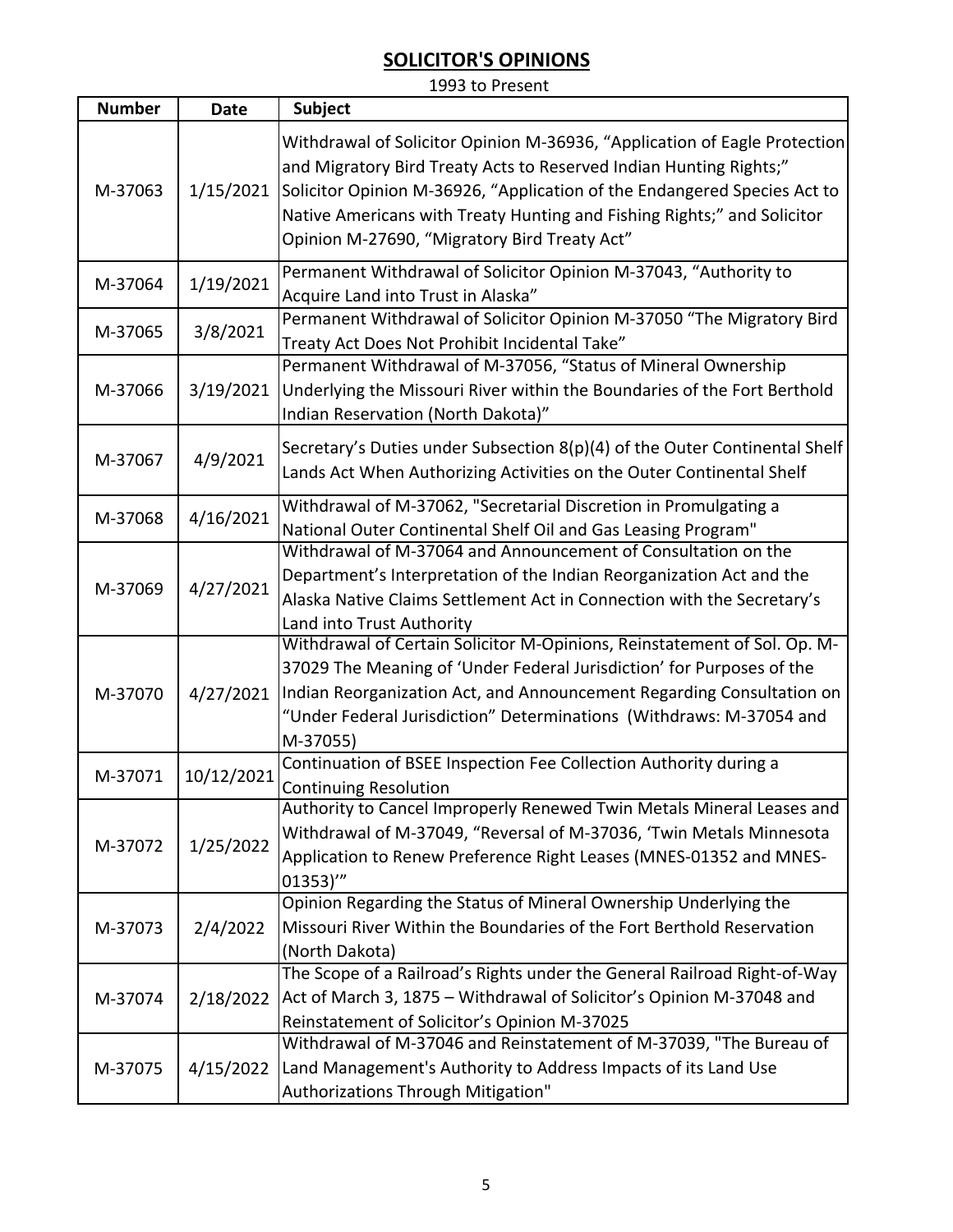## SOLICITOR'S OPINIONS

1993 to Present

| Number | Date | Subject |
|---|---|---|
| M-37063 | 1/15/2021 | Withdrawal of Solicitor Opinion M-36936, "Application of Eagle Protection and Migratory Bird Treaty Acts to Reserved Indian Hunting Rights;" Solicitor Opinion M-36926, "Application of the Endangered Species Act to Native Americans with Treaty Hunting and Fishing Rights;" and Solicitor Opinion M-27690, "Migratory Bird Treaty Act" |
| M-37064 | 1/19/2021 | Permanent Withdrawal of Solicitor Opinion M-37043, "Authority to Acquire Land into Trust in Alaska" |
| M-37065 | 3/8/2021 | Permanent Withdrawal of Solicitor Opinion M-37050 "The Migratory Bird Treaty Act Does Not Prohibit Incidental Take" |
| M-37066 | 3/19/2021 | Permanent Withdrawal of M-37056, "Status of Mineral Ownership Underlying the Missouri River within the Boundaries of the Fort Berthold Indian Reservation (North Dakota)" |
| M-37067 | 4/9/2021 | Secretary's Duties under Subsection 8(p)(4) of the Outer Continental Shelf Lands Act When Authorizing Activities on the Outer Continental Shelf |
| M-37068 | 4/16/2021 | Withdrawal of M-37062, "Secretarial Discretion in Promulgating a National Outer Continental Shelf Oil and Gas Leasing Program" |
| M-37069 | 4/27/2021 | Withdrawal of M-37064 and Announcement of Consultation on the Department's Interpretation of the Indian Reorganization Act and the Alaska Native Claims Settlement Act in Connection with the Secretary's Land into Trust Authority |
| M-37070 | 4/27/2021 | Withdrawal of Certain Solicitor M-Opinions, Reinstatement of Sol. Op. M-37029 The Meaning of 'Under Federal Jurisdiction' for Purposes of the Indian Reorganization Act, and Announcement Regarding Consultation on "Under Federal Jurisdiction" Determinations (Withdraws: M-37054 and M-37055) |
| M-37071 | 10/12/2021 | Continuation of BSEE Inspection Fee Collection Authority during a Continuing Resolution |
| M-37072 | 1/25/2022 | Authority to Cancel Improperly Renewed Twin Metals Mineral Leases and Withdrawal of M-37049, "Reversal of M-37036, 'Twin Metals Minnesota Application to Renew Preference Right Leases (MNES-01352 and MNES-01353)'" |
| M-37073 | 2/4/2022 | Opinion Regarding the Status of Mineral Ownership Underlying the Missouri River Within the Boundaries of the Fort Berthold Reservation (North Dakota) |
| M-37074 | 2/18/2022 | The Scope of a Railroad's Rights under the General Railroad Right-of-Way Act of March 3, 1875 – Withdrawal of Solicitor's Opinion M-37048 and Reinstatement of Solicitor's Opinion M-37025 |
| M-37075 | 4/15/2022 | Withdrawal of M-37046 and Reinstatement of M-37039, "The Bureau of Land Management's Authority to Address Impacts of its Land Use Authorizations Through Mitigation" |